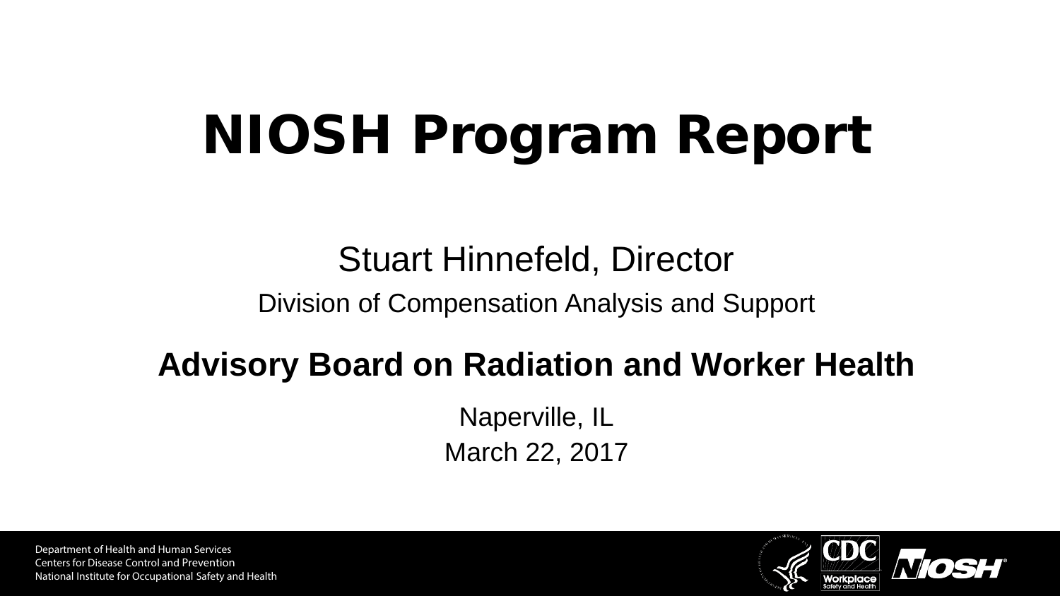# NIOSH Program Report

Stuart Hinnefeld, Director

Division of Compensation Analysis and Support

**Advisory Board on Radiation and Worker Health**

Naperville, IL

March 22, 2017

Department of Health and Human Services
Centers for Disease Control and Prevention
National Institute for Occupational Safety and Health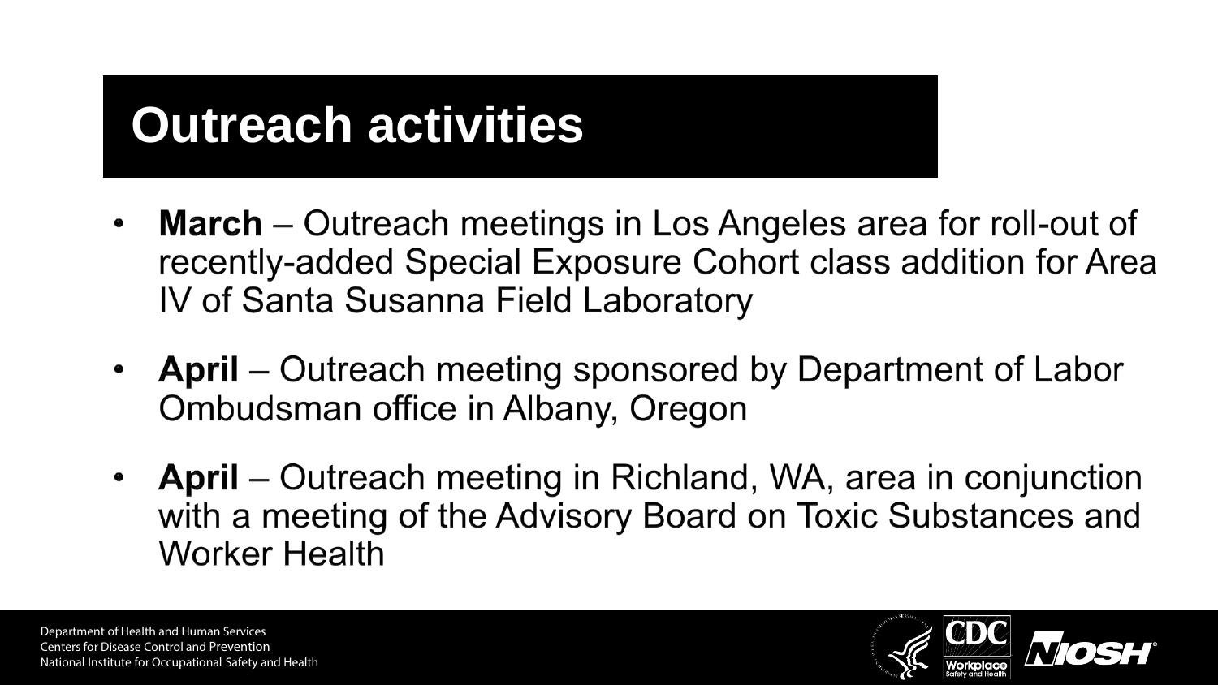# Outreach activities

- **March** – Outreach meetings in Los Angeles area for roll-out of recently-added Special Exposure Cohort class addition for Area IV of Santa Susanna Field Laboratory
- **April** – Outreach meeting sponsored by Department of Labor Ombudsman office in Albany, Oregon
- **April** – Outreach meeting in Richland, WA, area in conjunction with a meeting of the Advisory Board on Toxic Substances and Worker Health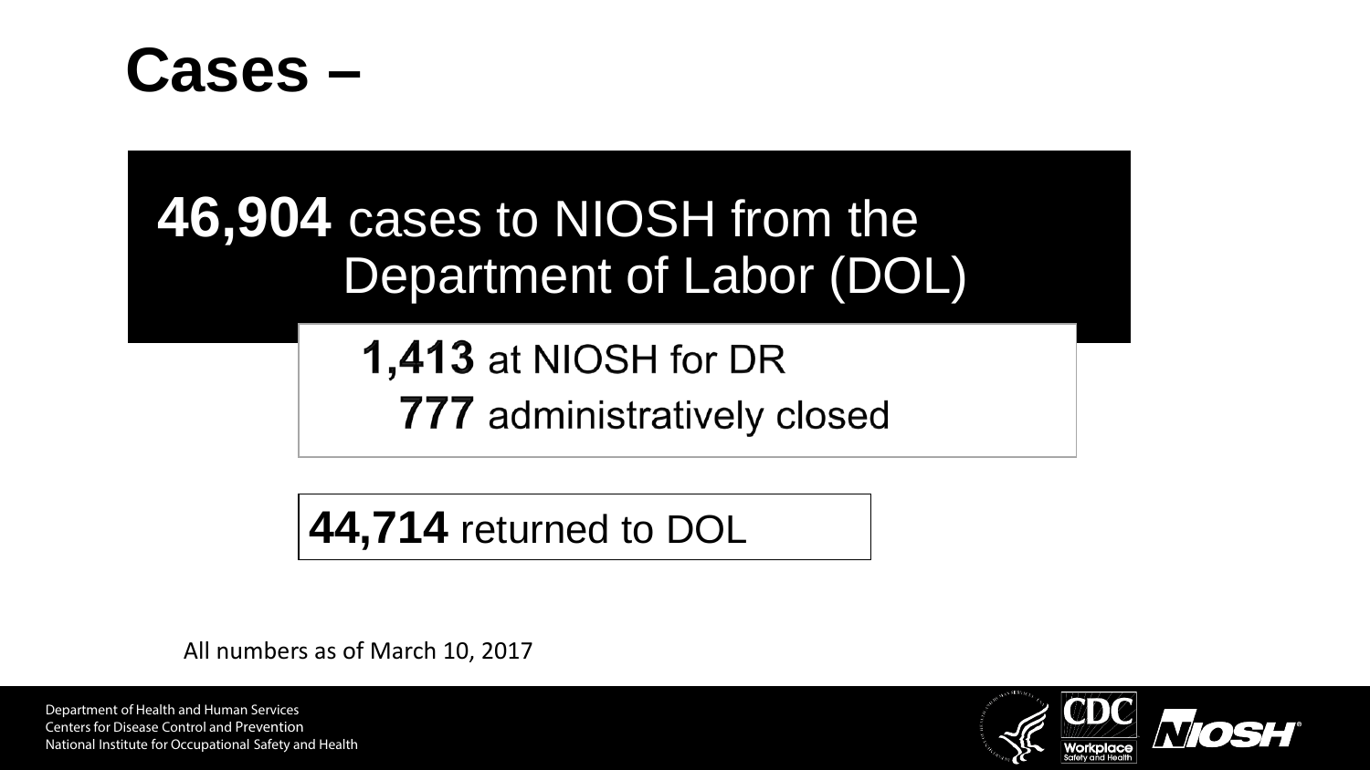# Cases –

**46,904** cases to NIOSH from the Department of Labor (DOL)

**1,413** at NIOSH for DR

**777** administratively closed

**44,714** returned to DOL

All numbers as of March 10, 2017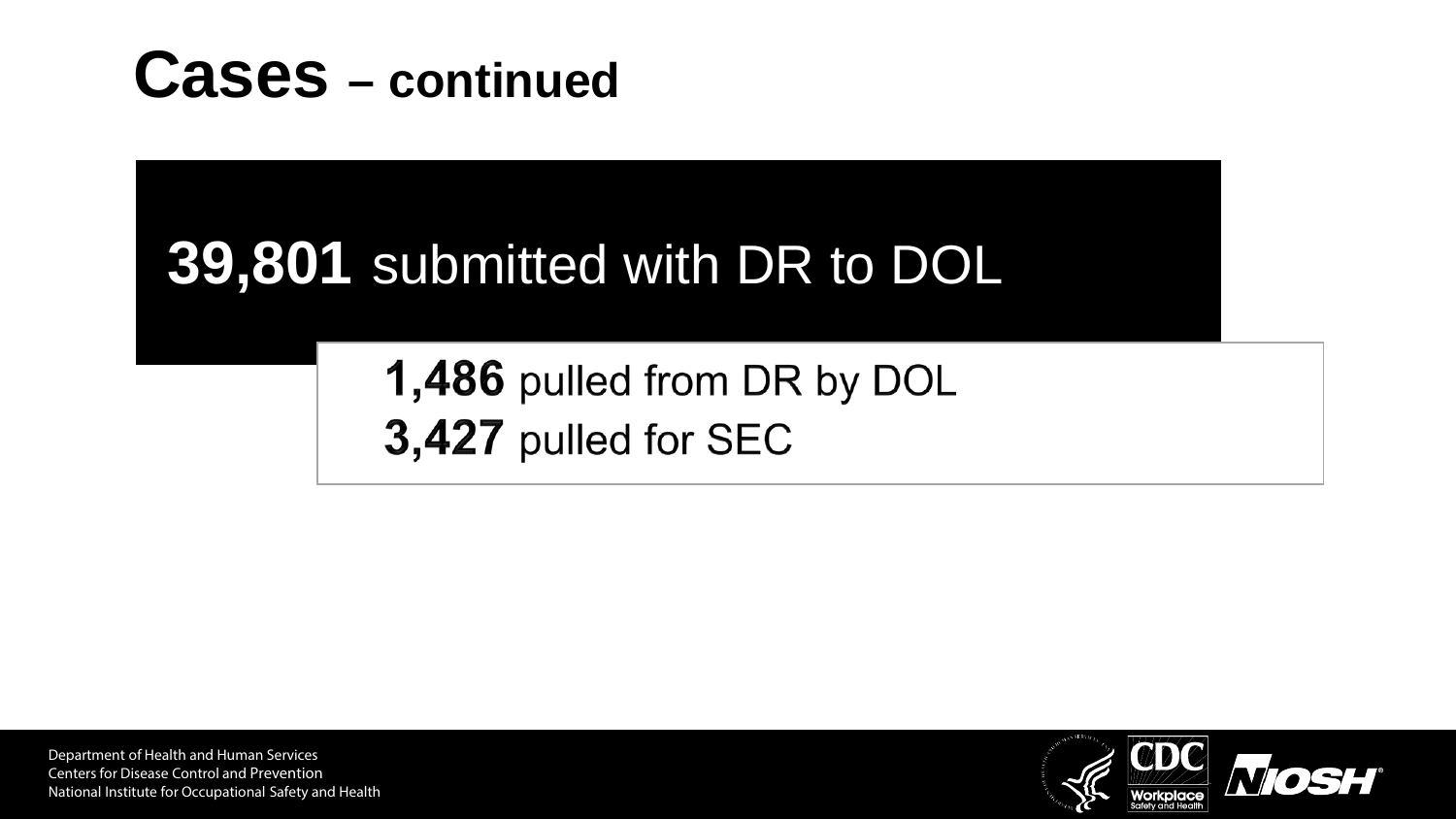# Cases – continued

**39,801** submitted with DR to DOL

**1,486** pulled from DR by DOL

**3,427** pulled for SEC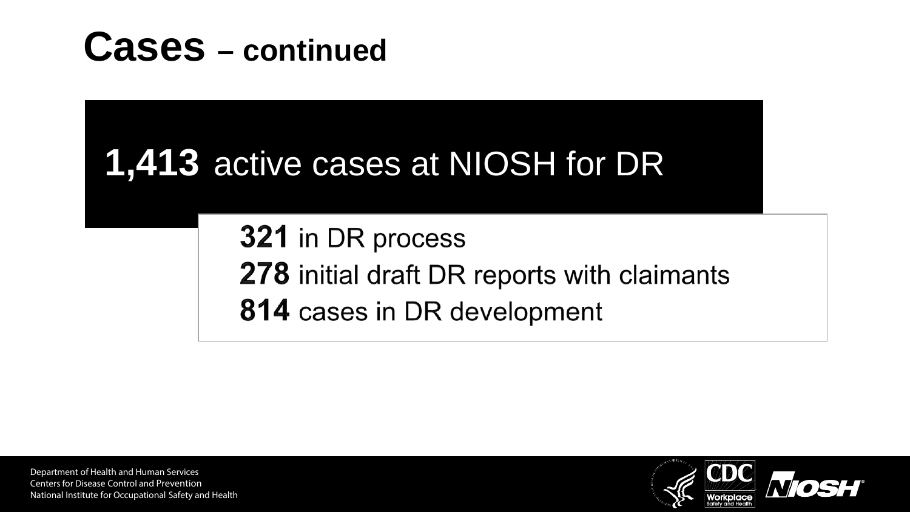# Cases – continued

**1,413** active cases at NIOSH for DR

**321** in DR process
**278** initial draft DR reports with claimants
**814** cases in DR development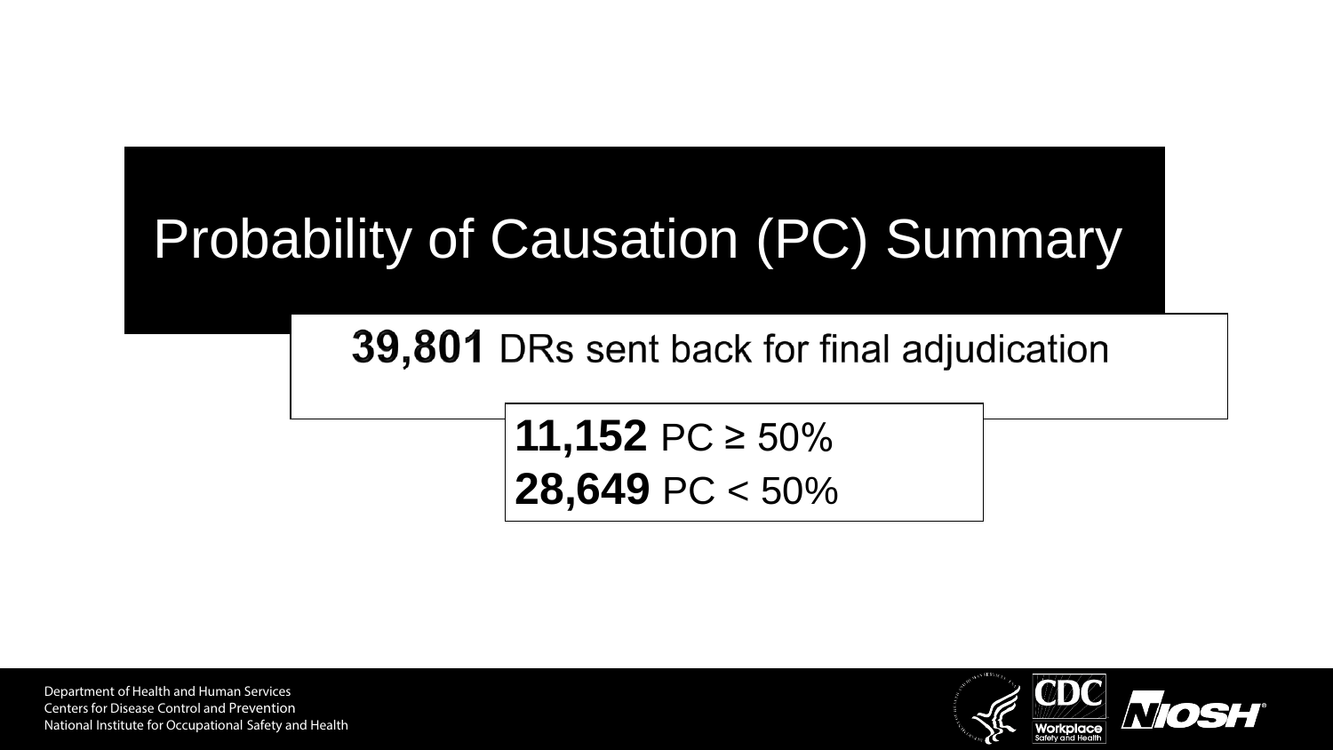# Probability of Causation (PC) Summary

**39,801** DRs sent back for final adjudication

**11,152** PC ≥ 50%
**28,649** PC < 50%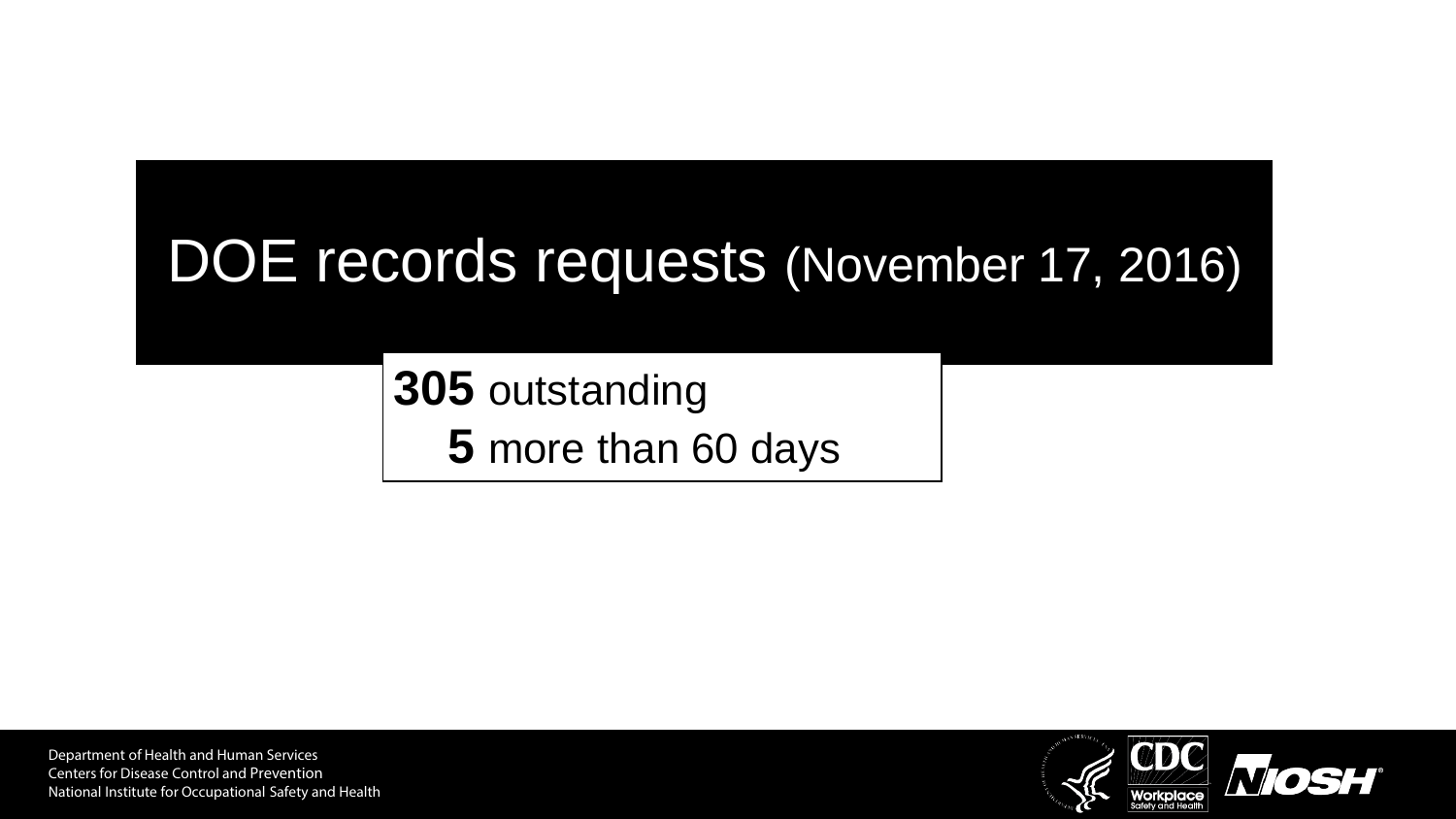# DOE records requests (November 17, 2016)

**305** outstanding

**5** more than 60 days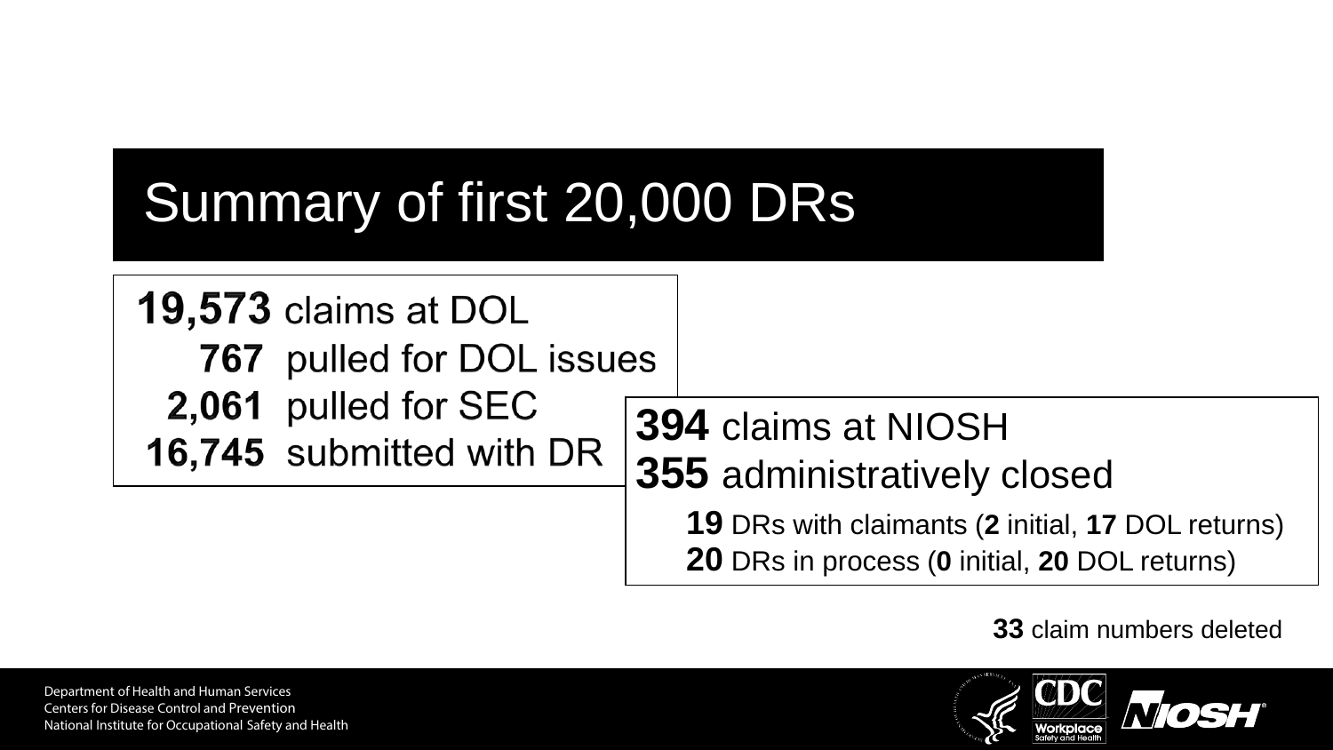# Summary of first 20,000 DRs

**19,573** claims at DOL

**767** pulled for DOL issues

**2,061** pulled for SEC

**16,745** submitted with DR

**394** claims at NIOSH

**355** administratively closed

**19** DRs with claimants (**2** initial, **17** DOL returns)

**20** DRs in process (**0** initial, **20** DOL returns)

**33** claim numbers deleted